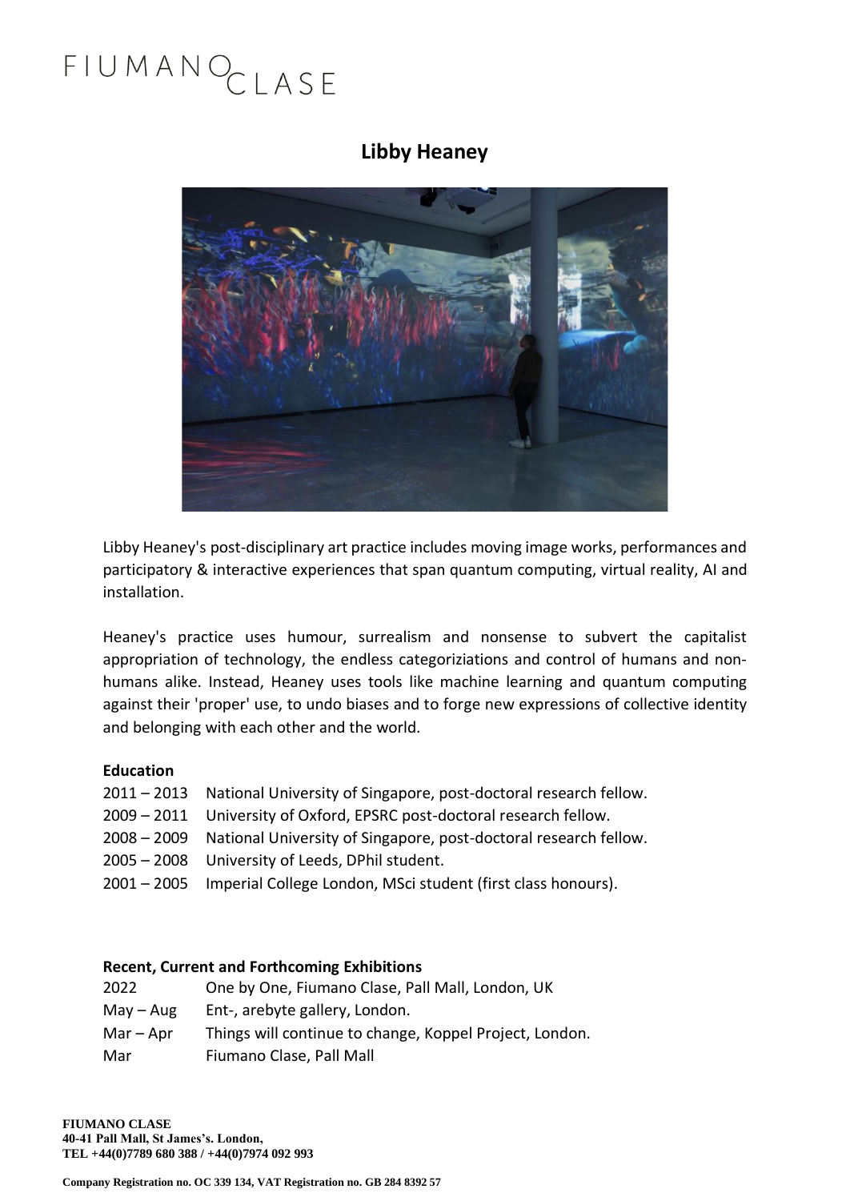FIUMANO CLASE

# Libby Heaney

Libby Heaney's post-disciplinary art practice includes moving image works, performances and participatory & interactive experiences that span quantum computing, virtual reality, AI and installation.

Heaney's practice uses humour, surrealism and nonsense to subvert the capitalist appropriation of technology, the endless categoriziations and control of humans and non-humans alike. Instead, Heaney uses tools like machine learning and quantum computing against their 'proper' use, to undo biases and to forge new expressions of collective identity and belonging with each other and the world.

**Education**

| | |
|---|---|
| 2011 – 2013 | National University of Singapore, post-doctoral research fellow. |
| 2009 – 2011 | University of Oxford, EPSRC post-doctoral research fellow. |
| 2008 – 2009 | National University of Singapore, post-doctoral research fellow. |
| 2005 – 2008 | University of Leeds, DPhil student. |
| 2001 – 2005 | Imperial College London, MSci student (first class honours). |

**Recent, Current and Forthcoming Exhibitions**

| | |
|---|---|
| 2022 | One by One, Fiumano Clase, Pall Mall, London, UK |
| May – Aug | Ent-, arebyte gallery, London. |
| Mar – Apr | Things will continue to change, Koppel Project, London. |
| Mar | Fiumano Clase, Pall Mall |

**FIUMANO CLASE**
**40-41 Pall Mall, St James's. London,**
**TEL +44(0)7789 680 388 / +44(0)7974 092 993**

**Company Registration no. OC 339 134, VAT Registration no. GB 284 8392 57**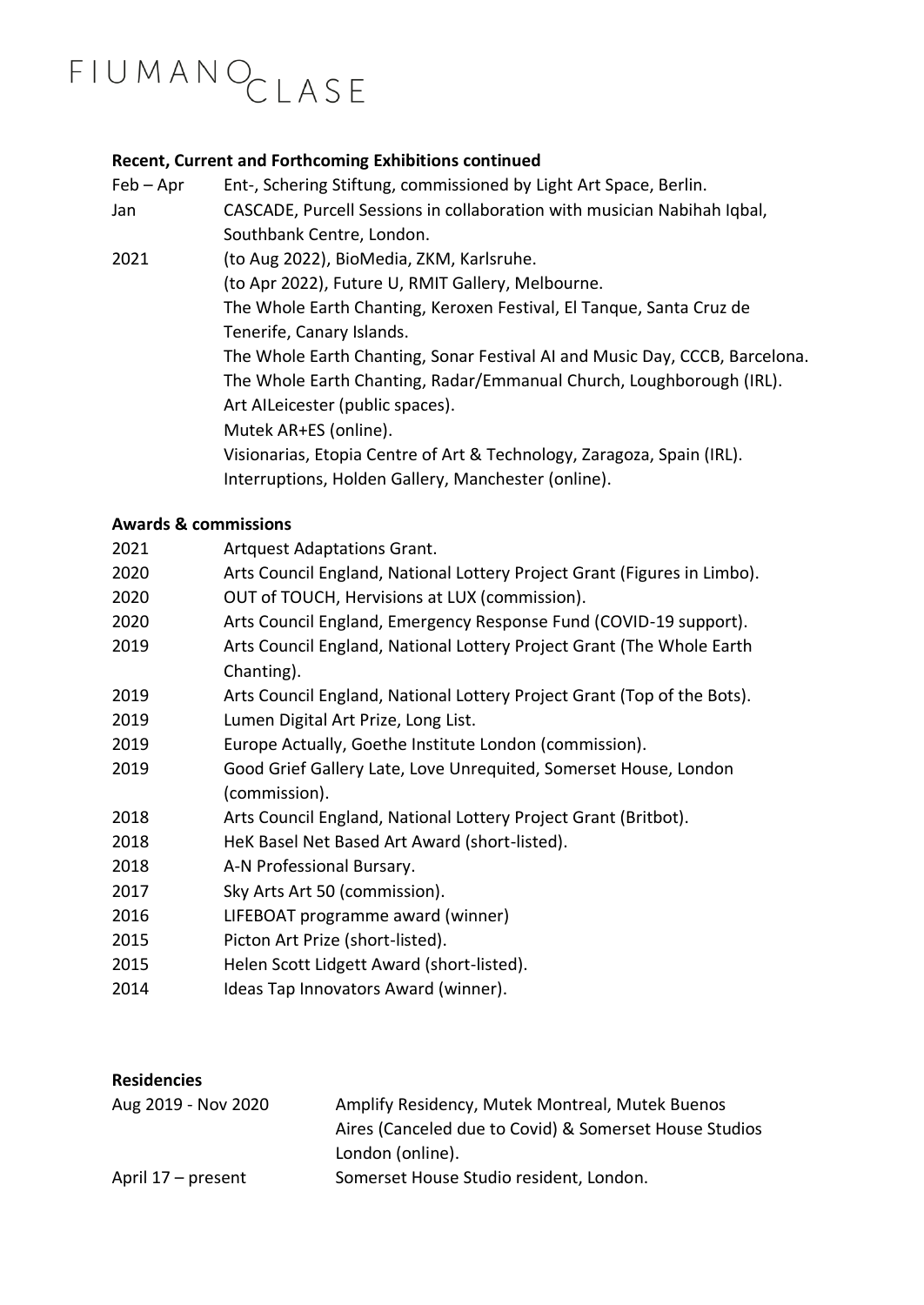**Recent, Current and Forthcoming Exhibitions continued**

| | |
|---|---|
| Feb – Apr | Ent-, Schering Stiftung, commissioned by Light Art Space, Berlin. |
| Jan | CASCADE, Purcell Sessions in collaboration with musician Nabihah Iqbal, Southbank Centre, London. |
| 2021 | (to Aug 2022), BioMedia, ZKM, Karlsruhe. |
| | (to Apr 2022), Future U, RMIT Gallery, Melbourne. |
| | The Whole Earth Chanting, Keroxen Festival, El Tanque, Santa Cruz de Tenerife, Canary Islands. |
| | The Whole Earth Chanting, Sonar Festival AI and Music Day, CCCB, Barcelona. |
| | The Whole Earth Chanting, Radar/Emmanual Church, Loughborough (IRL). |
| | Art AILeicester (public spaces). |
| | Mutek AR+ES (online). |
| | Visionarias, Etopia Centre of Art & Technology, Zaragoza, Spain (IRL). |
| | Interruptions, Holden Gallery, Manchester (online). |

**Awards & commissions**

| | |
|---|---|
| 2021 | Artquest Adaptations Grant. |
| 2020 | Arts Council England, National Lottery Project Grant (Figures in Limbo). |
| 2020 | OUT of TOUCH, Hervisions at LUX (commission). |
| 2020 | Arts Council England, Emergency Response Fund (COVID-19 support). |
| 2019 | Arts Council England, National Lottery Project Grant (The Whole Earth Chanting). |
| 2019 | Arts Council England, National Lottery Project Grant (Top of the Bots). |
| 2019 | Lumen Digital Art Prize, Long List. |
| 2019 | Europe Actually, Goethe Institute London (commission). |
| 2019 | Good Grief Gallery Late, Love Unrequited, Somerset House, London (commission). |
| 2018 | Arts Council England, National Lottery Project Grant (Britbot). |
| 2018 | HeK Basel Net Based Art Award (short-listed). |
| 2018 | A-N Professional Bursary. |
| 2017 | Sky Arts Art 50 (commission). |
| 2016 | LIFEBOAT programme award (winner) |
| 2015 | Picton Art Prize (short-listed). |
| 2015 | Helen Scott Lidgett Award (short-listed). |
| 2014 | Ideas Tap Innovators Award (winner). |

**Residencies**

| | |
|---|---|
| Aug 2019 - Nov 2020 | Amplify Residency, Mutek Montreal, Mutek Buenos Aires (Canceled due to Covid) & Somerset House Studios London (online). |
| April 17 – present | Somerset House Studio resident, London. |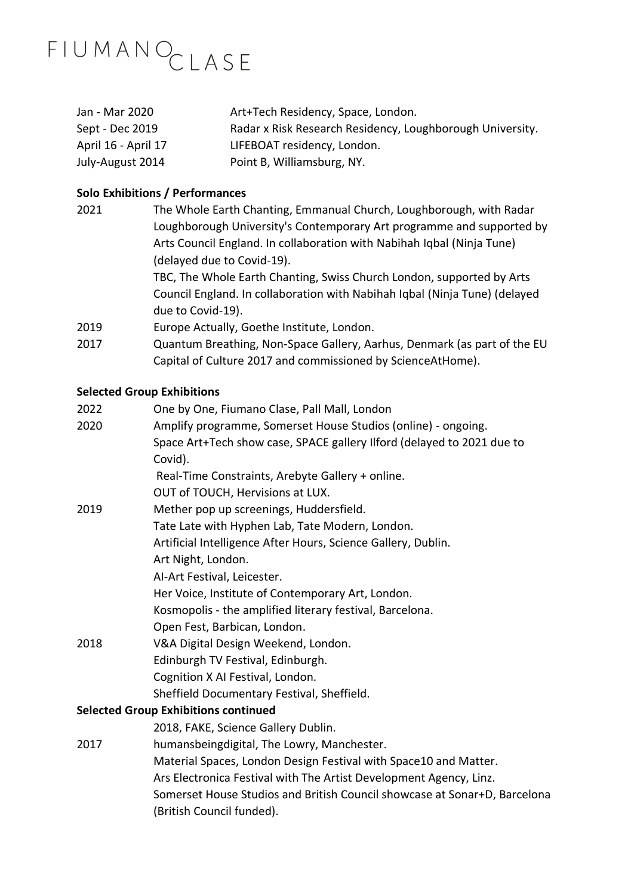| | |
|---|---|
| Jan - Mar 2020 | Art+Tech Residency, Space, London. |
| Sept - Dec 2019 | Radar x Risk Research Residency, Loughborough University. |
| April 16 - April 17 | LIFEBOAT residency, London. |
| July-August 2014 | Point B, Williamsburg, NY. |

**Solo Exhibitions / Performances**

| | |
|---|---|
| 2021 | The Whole Earth Chanting, Emmanual Church, Loughborough, with Radar Loughborough University's Contemporary Art programme and supported by Arts Council England. In collaboration with Nabihah Iqbal (Ninja Tune) (delayed due to Covid-19). |
| | TBC, The Whole Earth Chanting, Swiss Church London, supported by Arts Council England. In collaboration with Nabihah Iqbal (Ninja Tune) (delayed due to Covid-19). |
| 2019 | Europe Actually, Goethe Institute, London. |
| 2017 | Quantum Breathing, Non-Space Gallery, Aarhus, Denmark (as part of the EU Capital of Culture 2017 and commissioned by ScienceAtHome). |

**Selected Group Exhibitions**

| | |
|---|---|
| 2022 | One by One, Fiumano Clase, Pall Mall, London |
| 2020 | Amplify programme, Somerset House Studios (online) - ongoing. |
| | Space Art+Tech show case, SPACE gallery Ilford (delayed to 2021 due to Covid). |
| | Real-Time Constraints, Arebyte Gallery + online. |
| | OUT of TOUCH, Hervisions at LUX. |
| 2019 | Mether pop up screenings, Huddersfield. |
| | Tate Late with Hyphen Lab, Tate Modern, London. |
| | Artificial Intelligence After Hours, Science Gallery, Dublin. |
| | Art Night, London. |
| | AI-Art Festival, Leicester. |
| | Her Voice, Institute of Contemporary Art, London. |
| | Kosmopolis - the amplified literary festival, Barcelona. |
| | Open Fest, Barbican, London. |
| 2018 | V&A Digital Design Weekend, London. |
| | Edinburgh TV Festival, Edinburgh. |
| | Cognition X AI Festival, London. |
| | Sheffield Documentary Festival, Sheffield. |

**Selected Group Exhibitions continued**

| | |
|---|---|
| | 2018, FAKE, Science Gallery Dublin. |
| 2017 | humansbeingdigital, The Lowry, Manchester. |
| | Material Spaces, London Design Festival with Space10 and Matter. |
| | Ars Electronica Festival with The Artist Development Agency, Linz. |
| | Somerset House Studios and British Council showcase at Sonar+D, Barcelona (British Council funded). |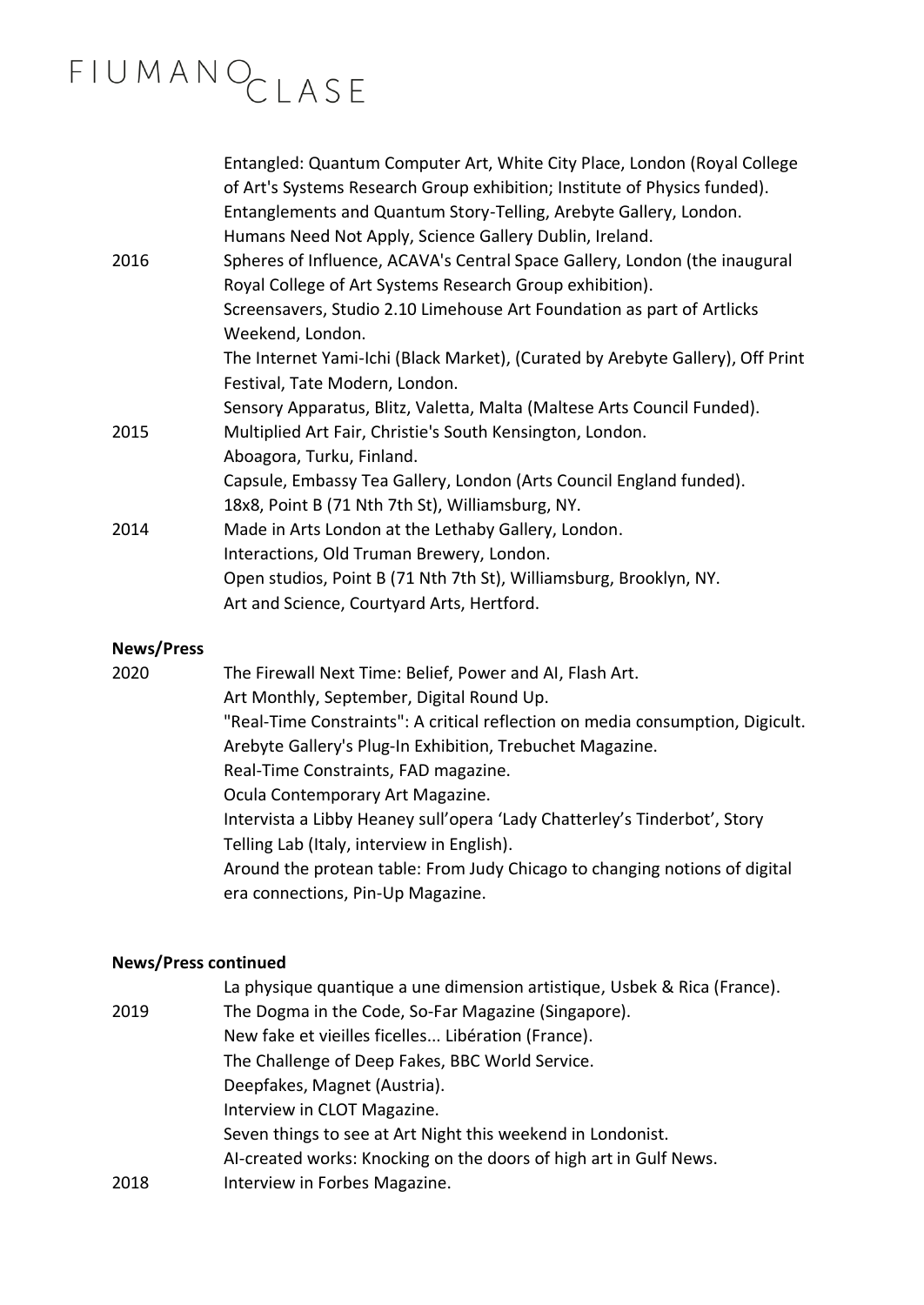| | |
|---|---|
| | Entangled: Quantum Computer Art, White City Place, London (Royal College of Art's Systems Research Group exhibition; Institute of Physics funded). |
| | Entanglements and Quantum Story-Telling, Arebyte Gallery, London. |
| | Humans Need Not Apply, Science Gallery Dublin, Ireland. |
| 2016 | Spheres of Influence, ACAVA's Central Space Gallery, London (the inaugural Royal College of Art Systems Research Group exhibition). |
| | Screensavers, Studio 2.10 Limehouse Art Foundation as part of Artlicks Weekend, London. |
| | The Internet Yami-Ichi (Black Market), (Curated by Arebyte Gallery), Off Print Festival, Tate Modern, London. |
| | Sensory Apparatus, Blitz, Valetta, Malta (Maltese Arts Council Funded). |
| 2015 | Multiplied Art Fair, Christie's South Kensington, London. |
| | Aboagora, Turku, Finland. |
| | Capsule, Embassy Tea Gallery, London (Arts Council England funded). |
| | 18x8, Point B (71 Nth 7th St), Williamsburg, NY. |
| 2014 | Made in Arts London at the Lethaby Gallery, London. |
| | Interactions, Old Truman Brewery, London. |
| | Open studios, Point B (71 Nth 7th St), Williamsburg, Brooklyn, NY. |
| | Art and Science, Courtyard Arts, Hertford. |

**News/Press**

| | |
|---|---|
| 2020 | The Firewall Next Time: Belief, Power and AI, Flash Art. |
| | Art Monthly, September, Digital Round Up. |
| | "Real-Time Constraints": A critical reflection on media consumption, Digicult. |
| | Arebyte Gallery's Plug-In Exhibition, Trebuchet Magazine. |
| | Real-Time Constraints, FAD magazine. |
| | Ocula Contemporary Art Magazine. |
| | Intervista a Libby Heaney sull'opera 'Lady Chatterley's Tinderbot', Story Telling Lab (Italy, interview in English). |
| | Around the protean table: From Judy Chicago to changing notions of digital era connections, Pin-Up Magazine. |

**News/Press continued**

| | |
|---|---|
| | La physique quantique a une dimension artistique, Usbek & Rica (France). |
| 2019 | The Dogma in the Code, So-Far Magazine (Singapore). |
| | New fake et vieilles ficelles... Libération (France). |
| | The Challenge of Deep Fakes, BBC World Service. |
| | Deepfakes, Magnet (Austria). |
| | Interview in CLOT Magazine. |
| | Seven things to see at Art Night this weekend in Londonist. |
| | AI-created works: Knocking on the doors of high art in Gulf News. |
| 2018 | Interview in Forbes Magazine. |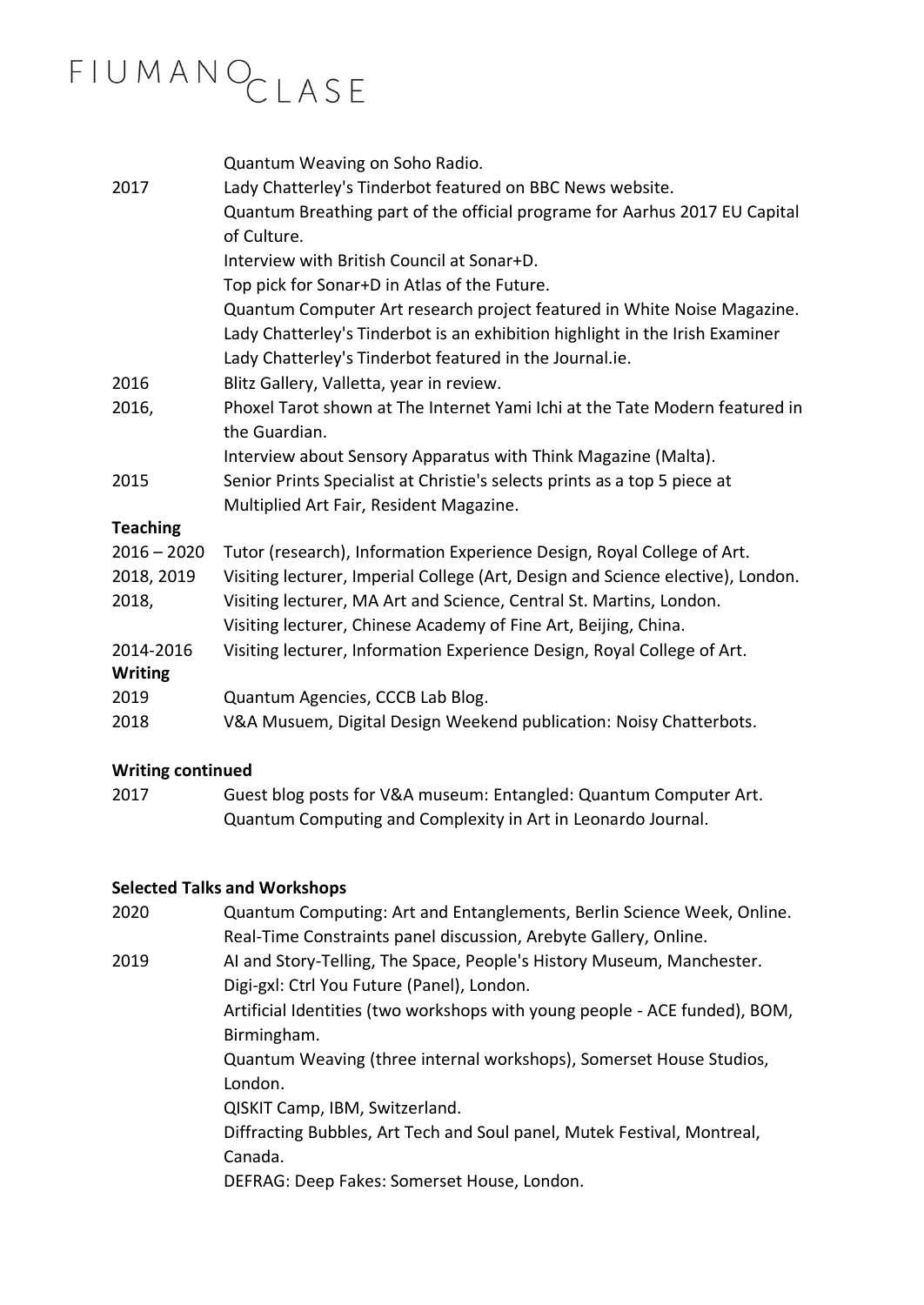| | |
|---|---|
| | Quantum Weaving on Soho Radio. |
| 2017 | Lady Chatterley's Tinderbot featured on BBC News website. |
| | Quantum Breathing part of the official programe for Aarhus 2017 EU Capital of Culture. |
| | Interview with British Council at Sonar+D. |
| | Top pick for Sonar+D in Atlas of the Future. |
| | Quantum Computer Art research project featured in White Noise Magazine. |
| | Lady Chatterley's Tinderbot is an exhibition highlight in the Irish Examiner |
| | Lady Chatterley's Tinderbot featured in the Journal.ie. |
| 2016 | Blitz Gallery, Valletta, year in review. |
| 2016, | Phoxel Tarot shown at The Internet Yami Ichi at the Tate Modern featured in the Guardian. |
| | Interview about Sensory Apparatus with Think Magazine (Malta). |
| 2015 | Senior Prints Specialist at Christie's selects prints as a top 5 piece at Multiplied Art Fair, Resident Magazine. |

**Teaching**

| | |
|---|---|
| 2016 – 2020 | Tutor (research), Information Experience Design, Royal College of Art. |
| 2018, 2019 | Visiting lecturer, Imperial College (Art, Design and Science elective), London. |
| 2018, | Visiting lecturer, MA Art and Science, Central St. Martins, London. |
| | Visiting lecturer, Chinese Academy of Fine Art, Beijing, China. |
| 2014-2016 | Visiting lecturer, Information Experience Design, Royal College of Art. |

**Writing**

| | |
|---|---|
| 2019 | Quantum Agencies, CCCB Lab Blog. |
| 2018 | V&A Musuem, Digital Design Weekend publication: Noisy Chatterbots. |

**Writing continued**

| | |
|---|---|
| 2017 | Guest blog posts for V&A museum: Entangled: Quantum Computer Art. |
| | Quantum Computing and Complexity in Art in Leonardo Journal. |

**Selected Talks and Workshops**

| | |
|---|---|
| 2020 | Quantum Computing: Art and Entanglements, Berlin Science Week, Online. |
| | Real-Time Constraints panel discussion, Arebyte Gallery, Online. |
| 2019 | AI and Story-Telling, The Space, People's History Museum, Manchester. |
| | Digi-gxl: Ctrl You Future (Panel), London. |
| | Artificial Identities (two workshops with young people - ACE funded), BOM, Birmingham. |
| | Quantum Weaving (three internal workshops), Somerset House Studios, London. |
| | QISKIT Camp, IBM, Switzerland. |
| | Diffracting Bubbles, Art Tech and Soul panel, Mutek Festival, Montreal, Canada. |
| | DEFRAG: Deep Fakes: Somerset House, London. |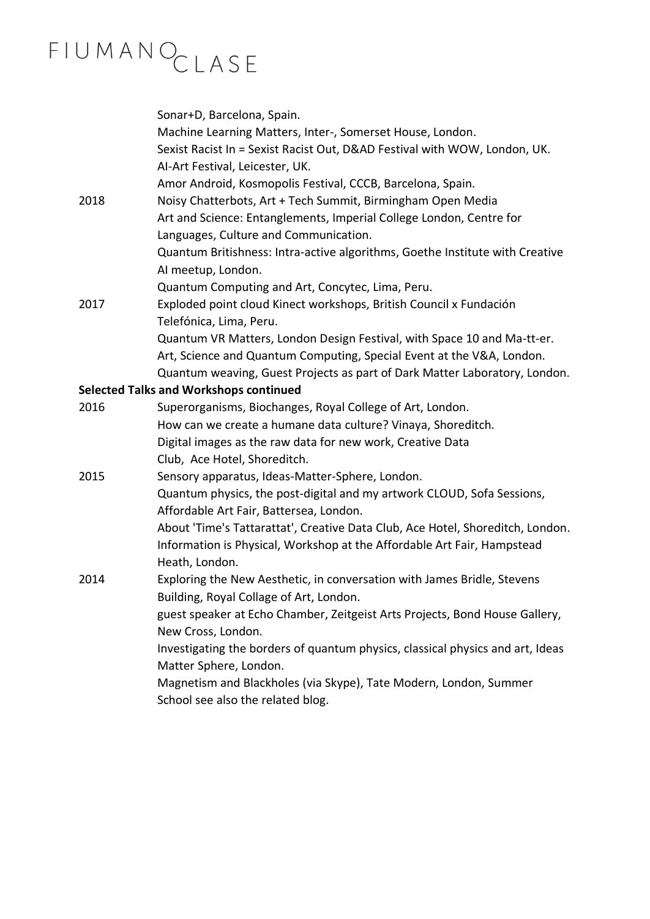| | |
|---|---|
| | Sonar+D, Barcelona, Spain. |
| | Machine Learning Matters, Inter-, Somerset House, London. |
| | Sexist Racist In = Sexist Racist Out, D&AD Festival with WOW, London, UK. |
| | AI-Art Festival, Leicester, UK. |
| | Amor Android, Kosmopolis Festival, CCCB, Barcelona, Spain. |
| 2018 | Noisy Chatterbots, Art + Tech Summit, Birmingham Open Media |
| | Art and Science: Entanglements, Imperial College London, Centre for Languages, Culture and Communication. |
| | Quantum Britishness: Intra-active algorithms, Goethe Institute with Creative AI meetup, London. |
| | Quantum Computing and Art, Concytec, Lima, Peru. |
| 2017 | Exploded point cloud Kinect workshops, British Council x Fundación Telefónica, Lima, Peru. |
| | Quantum VR Matters, London Design Festival, with Space 10 and Ma-tt-er. |
| | Art, Science and Quantum Computing, Special Event at the V&A, London. |
| | Quantum weaving, Guest Projects as part of Dark Matter Laboratory, London. |

**Selected Talks and Workshops continued**

| | |
|---|---|
| 2016 | Superorganisms, Biochanges, Royal College of Art, London. |
| | How can we create a humane data culture? Vinaya, Shoreditch. |
| | Digital images as the raw data for new work, Creative Data Club, Ace Hotel, Shoreditch. |
| 2015 | Sensory apparatus, Ideas-Matter-Sphere, London. |
| | Quantum physics, the post-digital and my artwork CLOUD, Sofa Sessions, Affordable Art Fair, Battersea, London. |
| | About 'Time's Tattarattat', Creative Data Club, Ace Hotel, Shoreditch, London. |
| | Information is Physical, Workshop at the Affordable Art Fair, Hampstead Heath, London. |
| 2014 | Exploring the New Aesthetic, in conversation with James Bridle, Stevens Building, Royal Collage of Art, London. |
| | guest speaker at Echo Chamber, Zeitgeist Arts Projects, Bond House Gallery, New Cross, London. |
| | Investigating the borders of quantum physics, classical physics and art, Ideas Matter Sphere, London. |
| | Magnetism and Blackholes (via Skype), Tate Modern, London, Summer School see also the related blog. |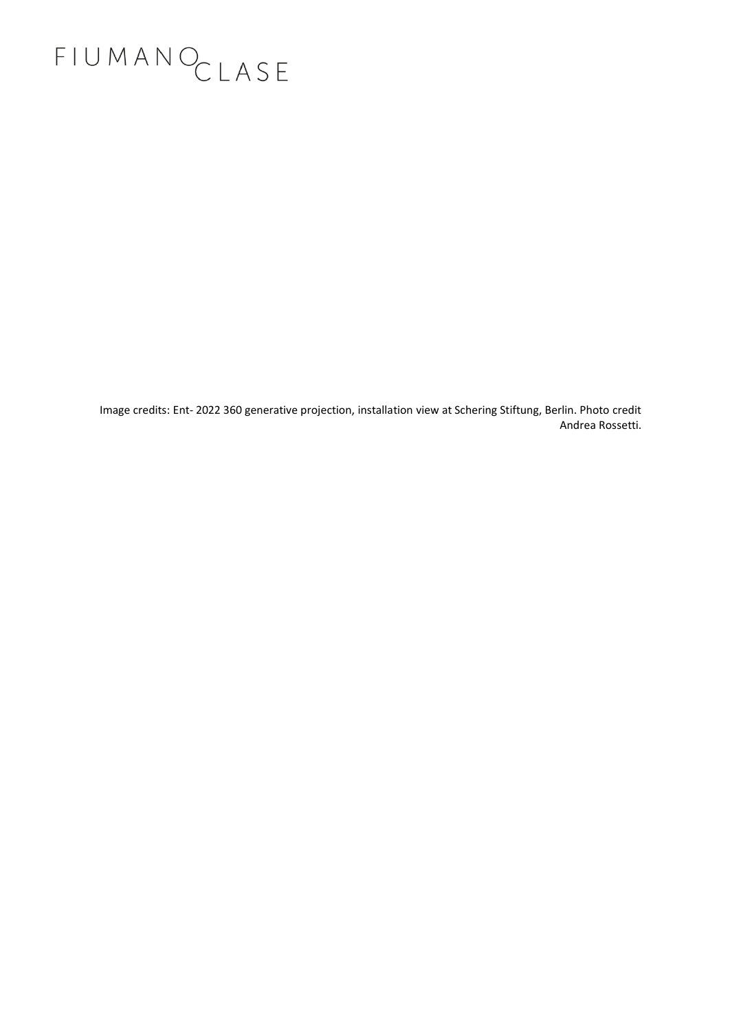Image credits: Ent- 2022 360 generative projection, installation view at Schering Stiftung, Berlin. Photo credit Andrea Rossetti.